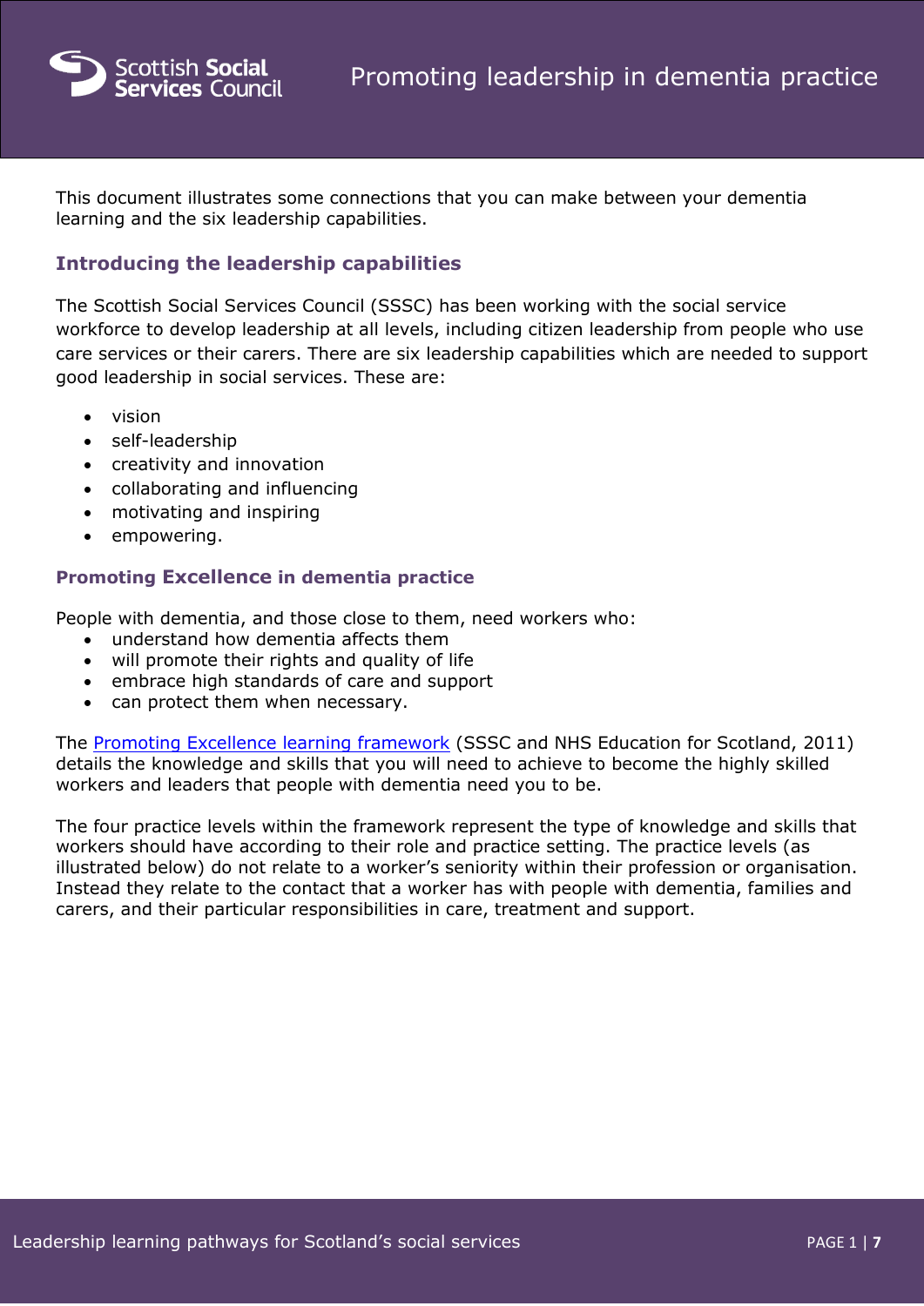# Promoting leadership in dementia practice

This document illustrates some connections that you can make between your dementia learning and the six leadership capabilities.

## Introducing the leadership capabilities

The Scottish Social Services Council (SSSC) has been working with the social service workforce to develop leadership at all levels, including citizen leadership from people who use care services or their carers. There are six leadership capabilities which are needed to support good leadership in social services. These are:

- vision
- self-leadership
- creativity and innovation
- collaborating and influencing
- motivating and inspiring
- empowering.

## Promoting Excellence in dementia practice

People with dementia, and those close to them, need workers who:

- understand how dementia affects them
- will promote their rights and quality of life
- embrace high standards of care and support
- can protect them when necessary.

The Promoting Excellence learning framework (SSSC and NHS Education for Scotland, 2011) details the knowledge and skills that you will need to achieve to become the highly skilled workers and leaders that people with dementia need you to be.

The four practice levels within the framework represent the type of knowledge and skills that workers should have according to their role and practice setting. The practice levels (as illustrated below) do not relate to a worker's seniority within their profession or organisation. Instead they relate to the contact that a worker has with people with dementia, families and carers, and their particular responsibilities in care, treatment and support.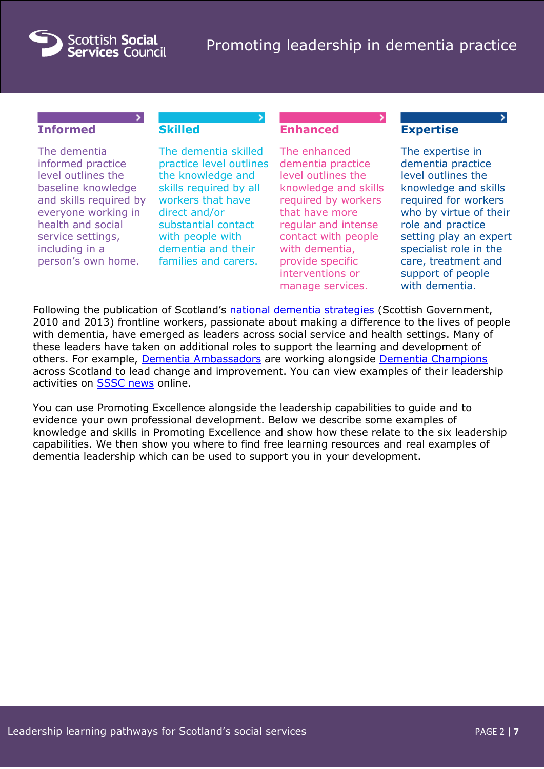### Informed

The dementia informed practice level outlines the baseline knowledge and skills required by everyone working in health and social service settings, including in a person's own home.

### Skilled

The dementia skilled practice level outlines the knowledge and skills required by all workers that have direct and/or substantial contact with people with dementia and their families and carers.

### Enhanced

The enhanced dementia practice level outlines the knowledge and skills required by workers that have more regular and intense contact with people with dementia, provide specific interventions or manage services.

### Expertise

The expertise in dementia practice level outlines the knowledge and skills required for workers who by virtue of their role and practice setting play an expert specialist role in the care, treatment and support of people with dementia.

Following the publication of Scotland's national dementia strategies (Scottish Government, 2010 and 2013) frontline workers, passionate about making a difference to the lives of people with dementia, have emerged as leaders across social service and health settings. Many of these leaders have taken on additional roles to support the learning and development of others. For example, Dementia Ambassadors are working alongside Dementia Champions across Scotland to lead change and improvement. You can view examples of their leadership activities on SSSC news online.

You can use Promoting Excellence alongside the leadership capabilities to guide and to evidence your own professional development. Below we describe some examples of knowledge and skills in Promoting Excellence and show how these relate to the six leadership capabilities. We then show you where to find free learning resources and real examples of dementia leadership which can be used to support you in your development.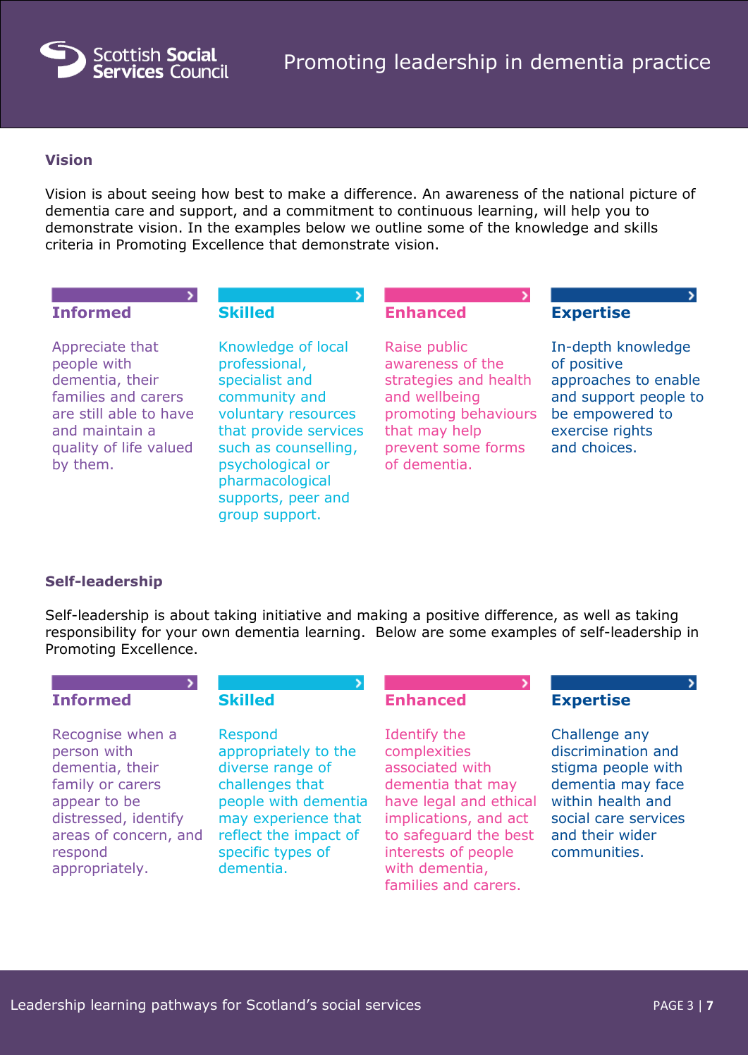## Vision

Vision is about seeing how best to make a difference. An awareness of the national picture of dementia care and support, and a commitment to continuous learning, will help you to demonstrate vision. In the examples below we outline some of the knowledge and skills criteria in Promoting Excellence that demonstrate vision.

| Informed | Skilled | Enhanced | Expertise |
|---|---|---|---|
| Appreciate that people with dementia, their families and carers are still able to have and maintain a quality of life valued by them. | Knowledge of local professional, specialist and community and voluntary resources that provide services such as counselling, psychological or pharmacological supports, peer and group support. | Raise public awareness of the strategies and health and wellbeing promoting behaviours that may help prevent some forms of dementia. | In-depth knowledge of positive approaches to enable and support people to be empowered to exercise rights and choices. |

## Self-leadership

Self-leadership is about taking initiative and making a positive difference, as well as taking responsibility for your own dementia learning. Below are some examples of self-leadership in Promoting Excellence.

| Informed | Skilled | Enhanced | Expertise |
|---|---|---|---|
| Recognise when a person with dementia, their family or carers appear to be distressed, identify areas of concern, and respond appropriately. | Respond appropriately to the diverse range of challenges that people with dementia may experience that reflect the impact of specific types of dementia. | Identify the complexities associated with dementia that may have legal and ethical implications, and act to safeguard the best interests of people with dementia, families and carers. | Challenge any discrimination and stigma people with dementia may face within health and social care services and their wider communities. |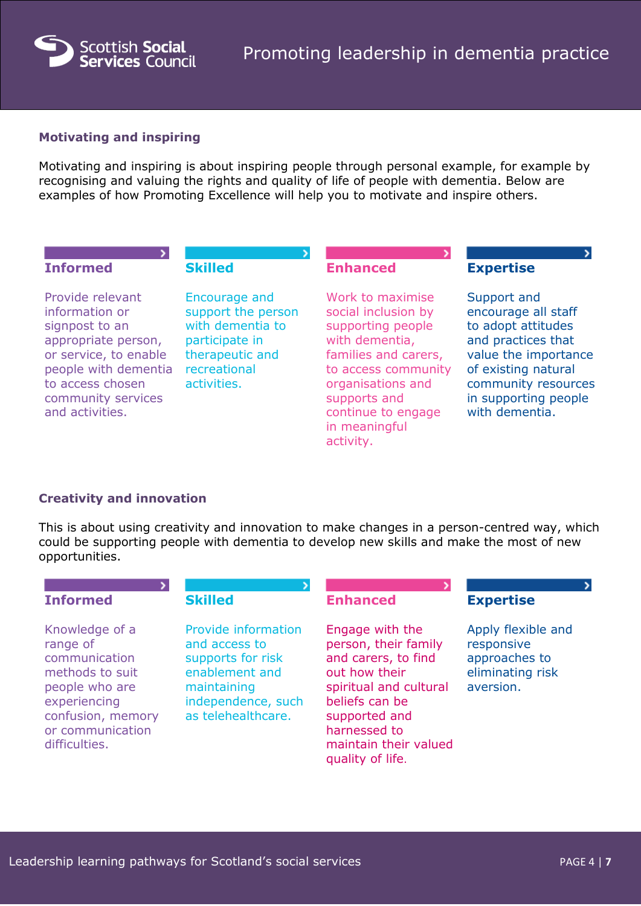### Motivating and inspiring

Motivating and inspiring is about inspiring people through personal example, for example by recognising and valuing the rights and quality of life of people with dementia. Below are examples of how Promoting Excellence will help you to motivate and inspire others.

| Informed | Skilled | Enhanced | Expertise |
| --- | --- | --- | --- |
| Provide relevant information or signpost to an appropriate person, or service, to enable people with dementia to access chosen community services and activities. | Encourage and support the person with dementia to participate in therapeutic and recreational activities. | Work to maximise social inclusion by supporting people with dementia, families and carers, to access community organisations and supports and continue to engage in meaningful activity. | Support and encourage all staff to adopt attitudes and practices that value the importance of existing natural community resources in supporting people with dementia. |

### Creativity and innovation

This is about using creativity and innovation to make changes in a person-centred way, which could be supporting people with dementia to develop new skills and make the most of new opportunities.

| Informed | Skilled | Enhanced | Expertise |
| --- | --- | --- | --- |
| Knowledge of a range of communication methods to suit people who are experiencing confusion, memory or communication difficulties. | Provide information and access to supports for risk enablement and maintaining independence, such as telehealthcare. | Engage with the person, their family and carers, to find out how their spiritual and cultural beliefs can be supported and harnessed to maintain their valued quality of life. | Apply flexible and responsive approaches to eliminating risk aversion. |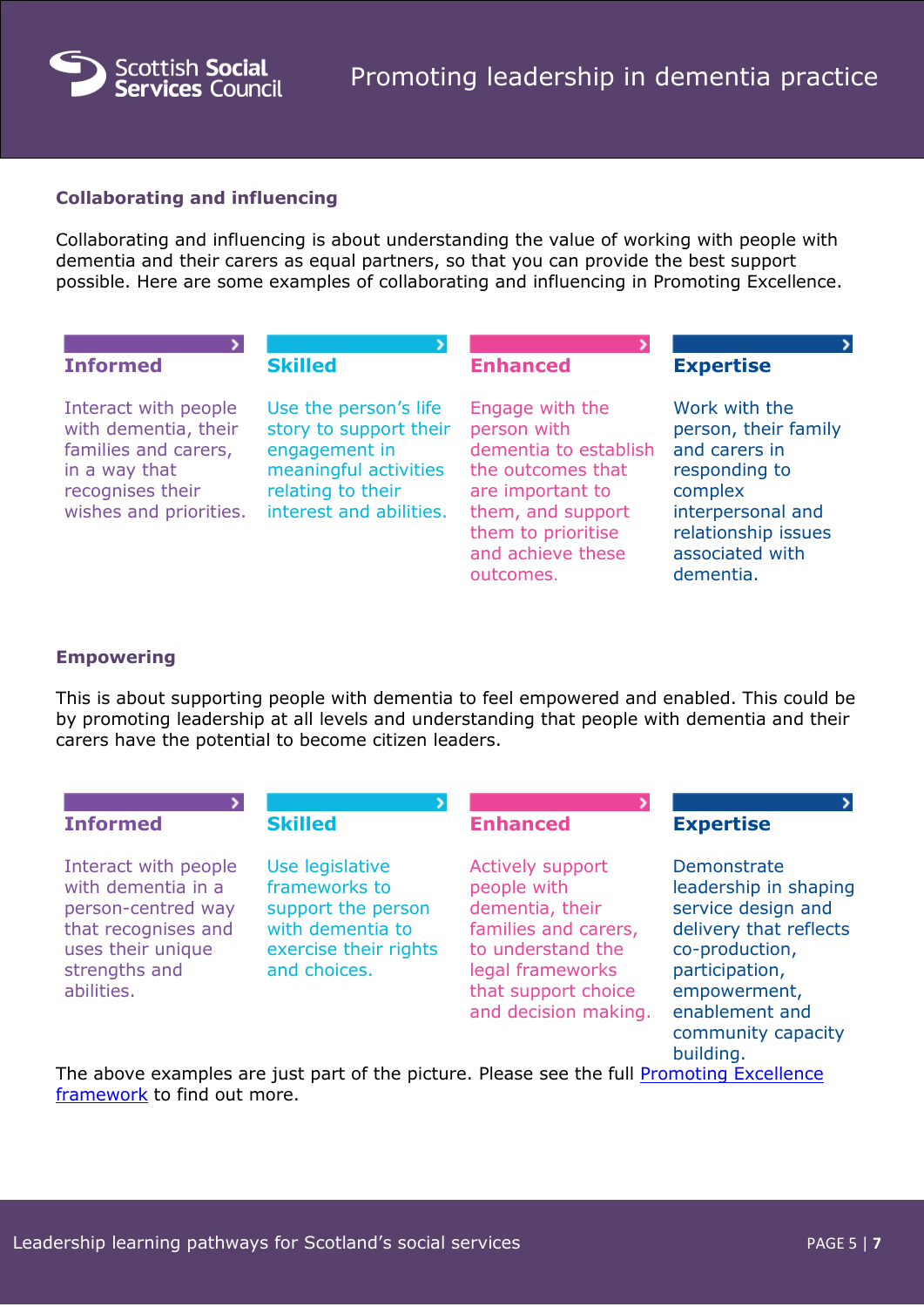## Collaborating and influencing

Collaborating and influencing is about understanding the value of working with people with dementia and their carers as equal partners, so that you can provide the best support possible. Here are some examples of collaborating and influencing in Promoting Excellence.

| Informed | Skilled | Enhanced | Expertise |
|---|---|---|---|
| Interact with people with dementia, their families and carers, in a way that recognises their wishes and priorities. | Use the person's life story to support their engagement in meaningful activities relating to their interest and abilities. | Engage with the person with dementia to establish the outcomes that are important to them, and support them to prioritise and achieve these outcomes. | Work with the person, their family and carers in responding to complex interpersonal and relationship issues associated with dementia. |

## Empowering

This is about supporting people with dementia to feel empowered and enabled. This could be by promoting leadership at all levels and understanding that people with dementia and their carers have the potential to become citizen leaders.

| Informed | Skilled | Enhanced | Expertise |
|---|---|---|---|
| Interact with people with dementia in a person-centred way that recognises and uses their unique strengths and abilities. | Use legislative frameworks to support the person with dementia to exercise their rights and choices. | Actively support people with dementia, their families and carers, to understand the legal frameworks that support choice and decision making. | Demonstrate leadership in shaping service design and delivery that reflects co-production, participation, empowerment, enablement and community capacity building. |

The above examples are just part of the picture. Please see the full Promoting Excellence framework to find out more.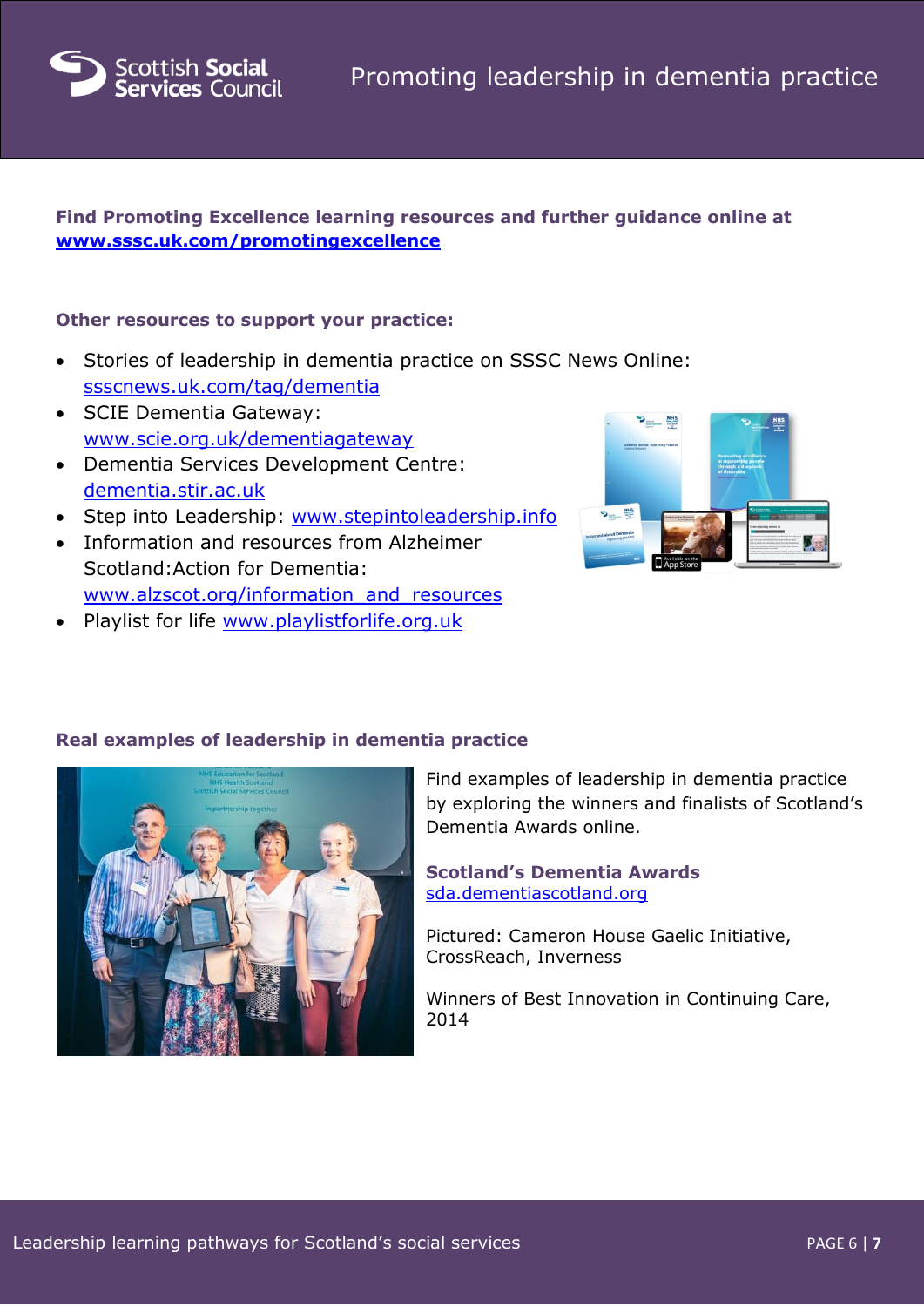**Find Promoting Excellence learning resources and further guidance online at www.sssc.uk.com/promotingexcellence**

**Other resources to support your practice:**

- Stories of leadership in dementia practice on SSSC News Online: ssscnews.uk.com/tag/dementia
- SCIE Dementia Gateway: www.scie.org.uk/dementiagateway
- Dementia Services Development Centre: dementia.stir.ac.uk
- Step into Leadership: www.stepintoleadership.info
- Information and resources from Alzheimer Scotland:Action for Dementia: www.alzscot.org/information_and_resources
- Playlist for life www.playlistforlife.org.uk

**Real examples of leadership in dementia practice**

Find examples of leadership in dementia practice by exploring the winners and finalists of Scotland's Dementia Awards online.

**Scotland's Dementia Awards**
sda.dementiascotland.org

Pictured: Cameron House Gaelic Initiative, CrossReach, Inverness

Winners of Best Innovation in Continuing Care, 2014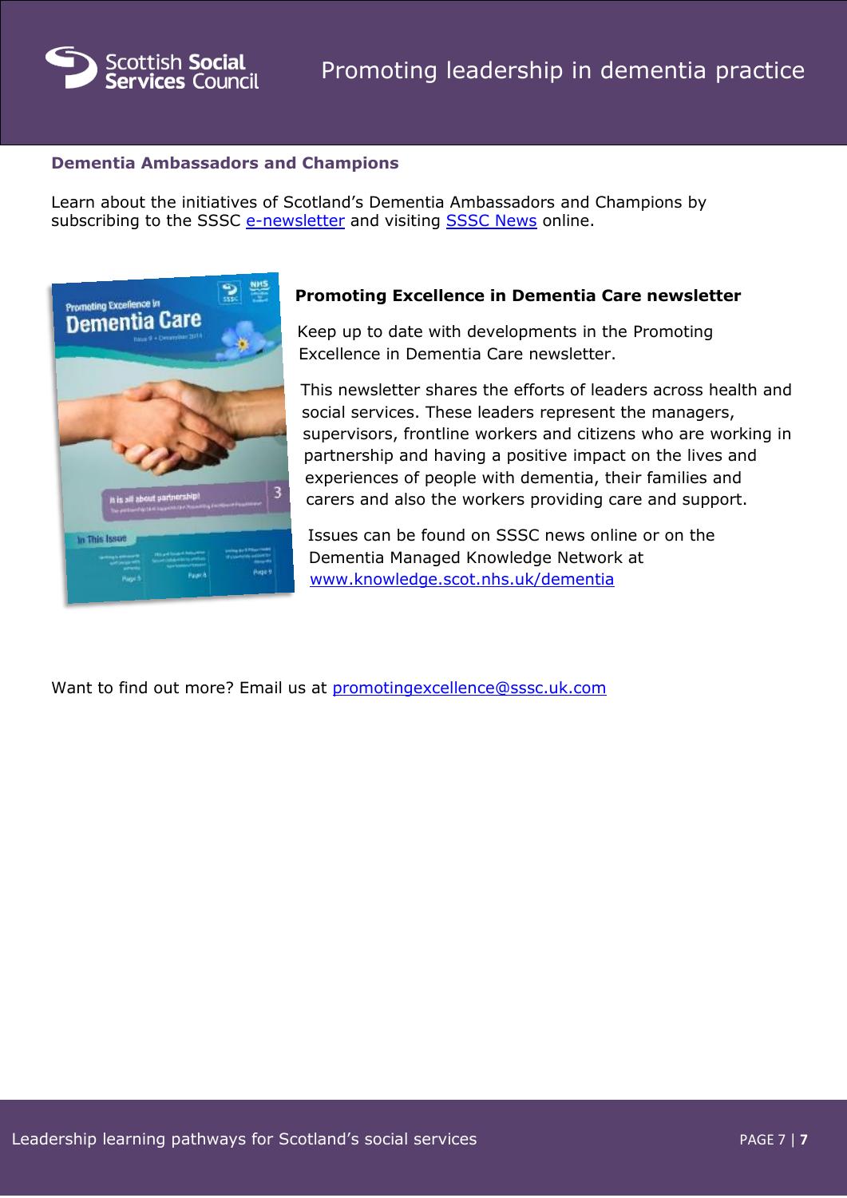### Dementia Ambassadors and Champions

Learn about the initiatives of Scotland's Dementia Ambassadors and Champions by subscribing to the SSSC e-newsletter and visiting SSSC News online.

### Promoting Excellence in Dementia Care newsletter

Keep up to date with developments in the Promoting Excellence in Dementia Care newsletter.

This newsletter shares the efforts of leaders across health and social services. These leaders represent the managers, supervisors, frontline workers and citizens who are working in partnership and having a positive impact on the lives and experiences of people with dementia, their families and carers and also the workers providing care and support.

Issues can be found on SSSC news online or on the Dementia Managed Knowledge Network at www.knowledge.scot.nhs.uk/dementia

Want to find out more? Email us at promotingexcellence@sssc.uk.com